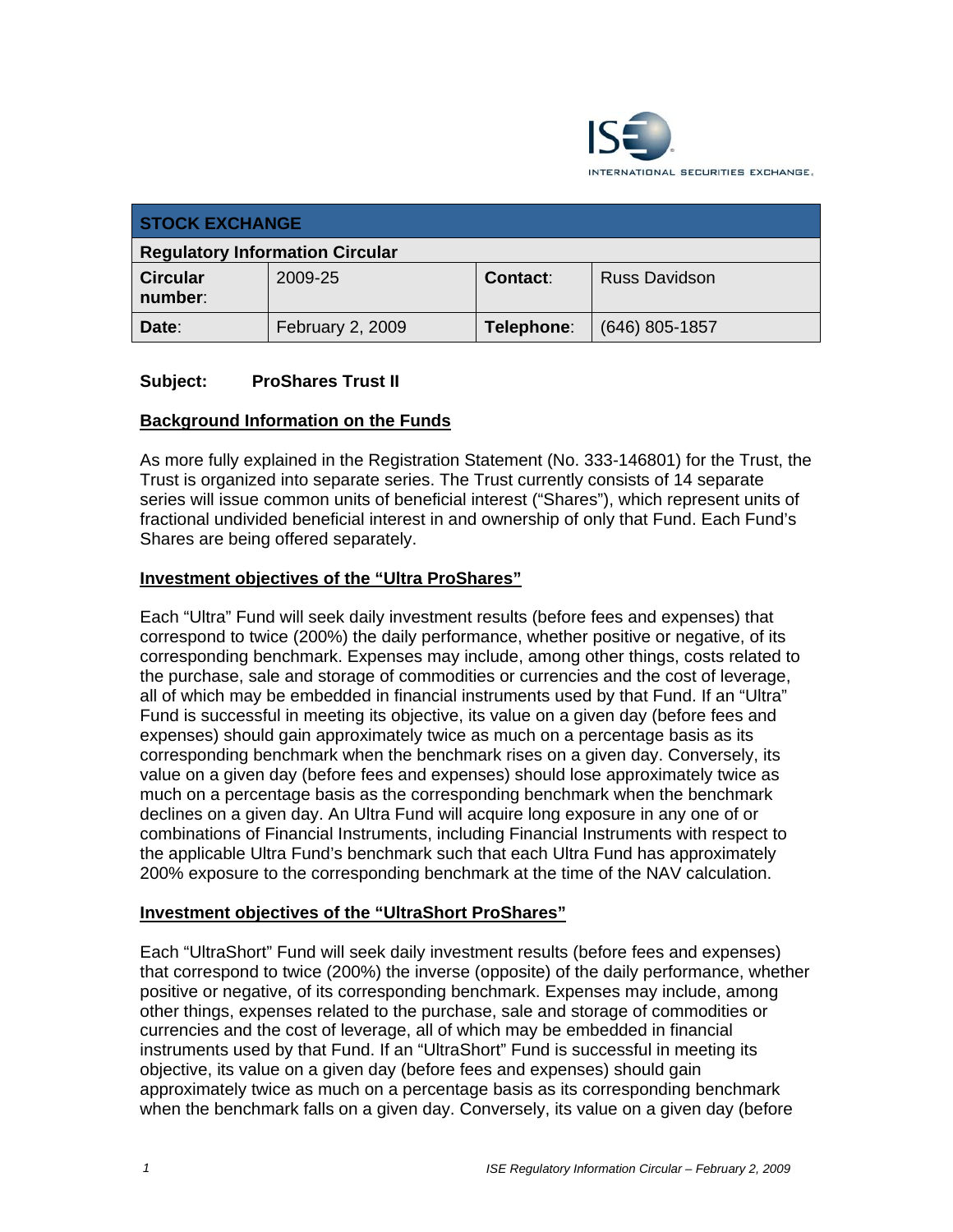**STOCK EXCHANGE**

**Regulatory Information Circular**

| **Circular number**: | 2009-25 | **Contact**: | Russ Davidson |
|---|---|---|---|
| **Date**: | February 2, 2009 | **Telephone**: | (646) 805-1857 |

**Subject: ProShares Trust II**

**Background Information on the Funds**

As more fully explained in the Registration Statement (No. 333-146801) for the Trust, the Trust is organized into separate series. The Trust currently consists of 14 separate series will issue common units of beneficial interest ("Shares"), which represent units of fractional undivided beneficial interest in and ownership of only that Fund. Each Fund's Shares are being offered separately.

**Investment objectives of the "Ultra ProShares"**

Each "Ultra" Fund will seek daily investment results (before fees and expenses) that correspond to twice (200%) the daily performance, whether positive or negative, of its corresponding benchmark. Expenses may include, among other things, costs related to the purchase, sale and storage of commodities or currencies and the cost of leverage, all of which may be embedded in financial instruments used by that Fund. If an "Ultra" Fund is successful in meeting its objective, its value on a given day (before fees and expenses) should gain approximately twice as much on a percentage basis as its corresponding benchmark when the benchmark rises on a given day. Conversely, its value on a given day (before fees and expenses) should lose approximately twice as much on a percentage basis as the corresponding benchmark when the benchmark declines on a given day. An Ultra Fund will acquire long exposure in any one of or combinations of Financial Instruments, including Financial Instruments with respect to the applicable Ultra Fund's benchmark such that each Ultra Fund has approximately 200% exposure to the corresponding benchmark at the time of the NAV calculation.

**Investment objectives of the "UltraShort ProShares"**

Each "UltraShort" Fund will seek daily investment results (before fees and expenses) that correspond to twice (200%) the inverse (opposite) of the daily performance, whether positive or negative, of its corresponding benchmark. Expenses may include, among other things, expenses related to the purchase, sale and storage of commodities or currencies and the cost of leverage, all of which may be embedded in financial instruments used by that Fund. If an "UltraShort" Fund is successful in meeting its objective, its value on a given day (before fees and expenses) should gain approximately twice as much on a percentage basis as its corresponding benchmark when the benchmark falls on a given day. Conversely, its value on a given day (before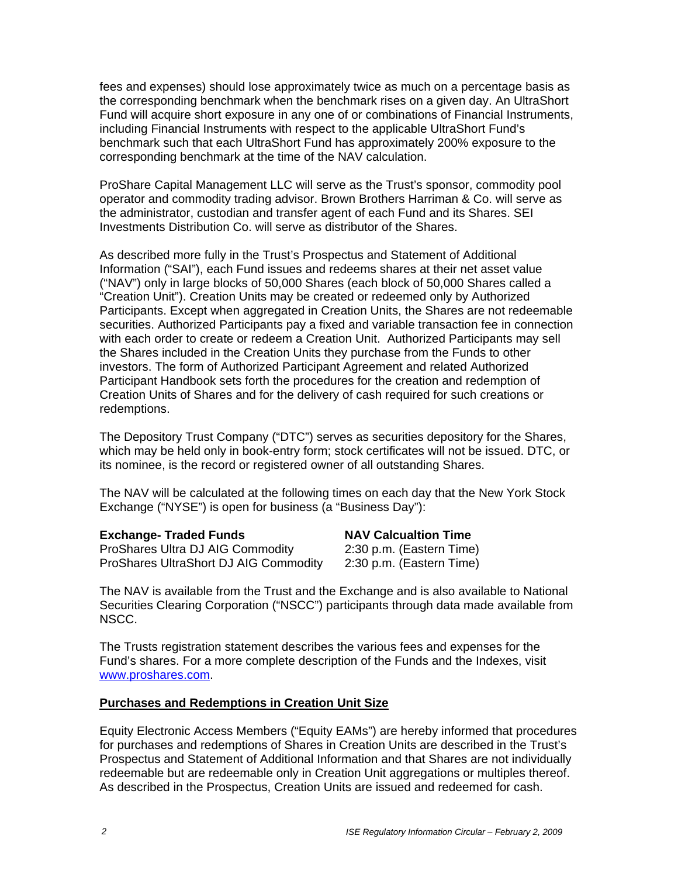fees and expenses) should lose approximately twice as much on a percentage basis as the corresponding benchmark when the benchmark rises on a given day. An UltraShort Fund will acquire short exposure in any one of or combinations of Financial Instruments, including Financial Instruments with respect to the applicable UltraShort Fund's benchmark such that each UltraShort Fund has approximately 200% exposure to the corresponding benchmark at the time of the NAV calculation.

ProShare Capital Management LLC will serve as the Trust's sponsor, commodity pool operator and commodity trading advisor. Brown Brothers Harriman & Co. will serve as the administrator, custodian and transfer agent of each Fund and its Shares. SEI Investments Distribution Co. will serve as distributor of the Shares.

As described more fully in the Trust's Prospectus and Statement of Additional Information ("SAI"), each Fund issues and redeems shares at their net asset value ("NAV") only in large blocks of 50,000 Shares (each block of 50,000 Shares called a "Creation Unit"). Creation Units may be created or redeemed only by Authorized Participants. Except when aggregated in Creation Units, the Shares are not redeemable securities. Authorized Participants pay a fixed and variable transaction fee in connection with each order to create or redeem a Creation Unit. Authorized Participants may sell the Shares included in the Creation Units they purchase from the Funds to other investors. The form of Authorized Participant Agreement and related Authorized Participant Handbook sets forth the procedures for the creation and redemption of Creation Units of Shares and for the delivery of cash required for such creations or redemptions.

The Depository Trust Company ("DTC") serves as securities depository for the Shares, which may be held only in book-entry form; stock certificates will not be issued. DTC, or its nominee, is the record or registered owner of all outstanding Shares.

The NAV will be calculated at the following times on each day that the New York Stock Exchange ("NYSE") is open for business (a "Business Day"):

| **Exchange- Traded Funds** | **NAV Calcualtion Time** |
|---|---|
| ProShares Ultra DJ AIG Commodity | 2:30 p.m. (Eastern Time) |
| ProShares UltraShort DJ AIG Commodity | 2:30 p.m. (Eastern Time) |

The NAV is available from the Trust and the Exchange and is also available to National Securities Clearing Corporation ("NSCC") participants through data made available from NSCC.

The Trusts registration statement describes the various fees and expenses for the Fund's shares. For a more complete description of the Funds and the Indexes, visit [www.proshares.com](http://www.proshares.com).

**Purchases and Redemptions in Creation Unit Size**

Equity Electronic Access Members ("Equity EAMs") are hereby informed that procedures for purchases and redemptions of Shares in Creation Units are described in the Trust's Prospectus and Statement of Additional Information and that Shares are not individually redeemable but are redeemable only in Creation Unit aggregations or multiples thereof. As described in the Prospectus, Creation Units are issued and redeemed for cash.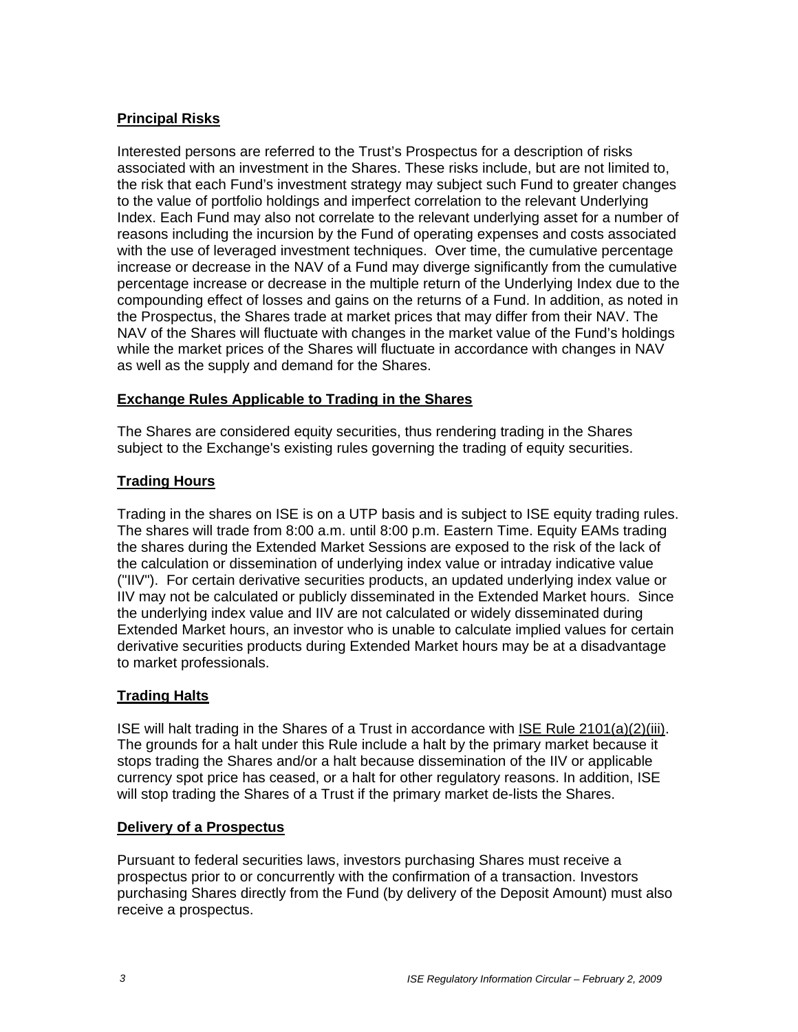## Principal Risks

Interested persons are referred to the Trust's Prospectus for a description of risks associated with an investment in the Shares. These risks include, but are not limited to, the risk that each Fund's investment strategy may subject such Fund to greater changes to the value of portfolio holdings and imperfect correlation to the relevant Underlying Index. Each Fund may also not correlate to the relevant underlying asset for a number of reasons including the incursion by the Fund of operating expenses and costs associated with the use of leveraged investment techniques. Over time, the cumulative percentage increase or decrease in the NAV of a Fund may diverge significantly from the cumulative percentage increase or decrease in the multiple return of the Underlying Index due to the compounding effect of losses and gains on the returns of a Fund. In addition, as noted in the Prospectus, the Shares trade at market prices that may differ from their NAV. The NAV of the Shares will fluctuate with changes in the market value of the Fund's holdings while the market prices of the Shares will fluctuate in accordance with changes in NAV as well as the supply and demand for the Shares.

## Exchange Rules Applicable to Trading in the Shares

The Shares are considered equity securities, thus rendering trading in the Shares subject to the Exchange's existing rules governing the trading of equity securities.

## Trading Hours

Trading in the shares on ISE is on a UTP basis and is subject to ISE equity trading rules. The shares will trade from 8:00 a.m. until 8:00 p.m. Eastern Time. Equity EAMs trading the shares during the Extended Market Sessions are exposed to the risk of the lack of the calculation or dissemination of underlying index value or intraday indicative value ("IIV"). For certain derivative securities products, an updated underlying index value or IIV may not be calculated or publicly disseminated in the Extended Market hours. Since the underlying index value and IIV are not calculated or widely disseminated during Extended Market hours, an investor who is unable to calculate implied values for certain derivative securities products during Extended Market hours may be at a disadvantage to market professionals.

## Trading Halts

ISE will halt trading in the Shares of a Trust in accordance with ISE Rule 2101(a)(2)(iii). The grounds for a halt under this Rule include a halt by the primary market because it stops trading the Shares and/or a halt because dissemination of the IIV or applicable currency spot price has ceased, or a halt for other regulatory reasons. In addition, ISE will stop trading the Shares of a Trust if the primary market de-lists the Shares.

## Delivery of a Prospectus

Pursuant to federal securities laws, investors purchasing Shares must receive a prospectus prior to or concurrently with the confirmation of a transaction. Investors purchasing Shares directly from the Fund (by delivery of the Deposit Amount) must also receive a prospectus.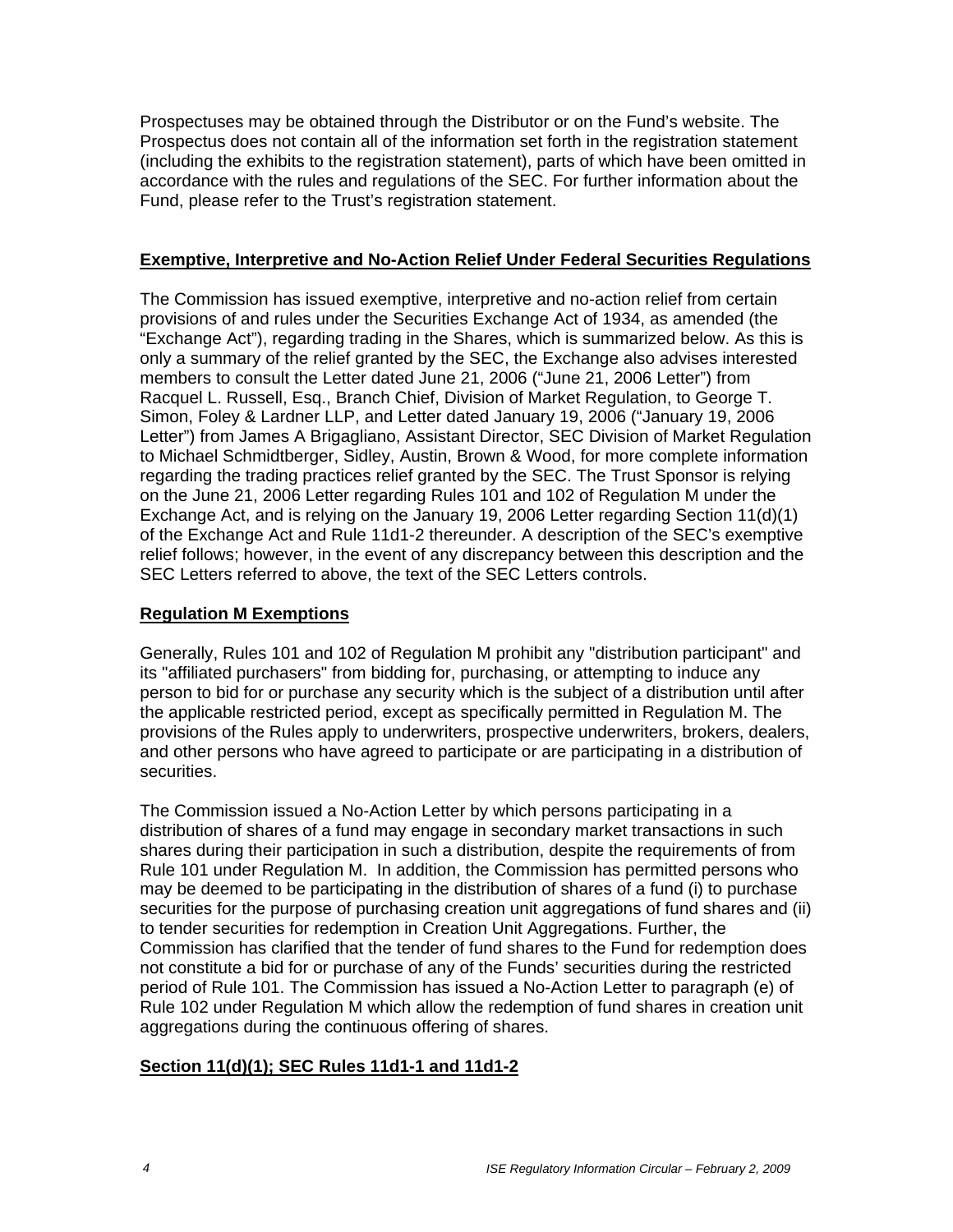Prospectuses may be obtained through the Distributor or on the Fund's website. The Prospectus does not contain all of the information set forth in the registration statement (including the exhibits to the registration statement), parts of which have been omitted in accordance with the rules and regulations of the SEC. For further information about the Fund, please refer to the Trust's registration statement.

## Exemptive, Interpretive and No-Action Relief Under Federal Securities Regulations

The Commission has issued exemptive, interpretive and no-action relief from certain provisions of and rules under the Securities Exchange Act of 1934, as amended (the "Exchange Act"), regarding trading in the Shares, which is summarized below. As this is only a summary of the relief granted by the SEC, the Exchange also advises interested members to consult the Letter dated June 21, 2006 ("June 21, 2006 Letter") from Racquel L. Russell, Esq., Branch Chief, Division of Market Regulation, to George T. Simon, Foley & Lardner LLP, and Letter dated January 19, 2006 ("January 19, 2006 Letter") from James A Brigagliano, Assistant Director, SEC Division of Market Regulation to Michael Schmidtberger, Sidley, Austin, Brown & Wood, for more complete information regarding the trading practices relief granted by the SEC. The Trust Sponsor is relying on the June 21, 2006 Letter regarding Rules 101 and 102 of Regulation M under the Exchange Act, and is relying on the January 19, 2006 Letter regarding Section 11(d)(1) of the Exchange Act and Rule 11d1-2 thereunder. A description of the SEC's exemptive relief follows; however, in the event of any discrepancy between this description and the SEC Letters referred to above, the text of the SEC Letters controls.

## Regulation M Exemptions

Generally, Rules 101 and 102 of Regulation M prohibit any "distribution participant" and its "affiliated purchasers" from bidding for, purchasing, or attempting to induce any person to bid for or purchase any security which is the subject of a distribution until after the applicable restricted period, except as specifically permitted in Regulation M. The provisions of the Rules apply to underwriters, prospective underwriters, brokers, dealers, and other persons who have agreed to participate or are participating in a distribution of securities.

The Commission issued a No-Action Letter by which persons participating in a distribution of shares of a fund may engage in secondary market transactions in such shares during their participation in such a distribution, despite the requirements of from Rule 101 under Regulation M. In addition, the Commission has permitted persons who may be deemed to be participating in the distribution of shares of a fund (i) to purchase securities for the purpose of purchasing creation unit aggregations of fund shares and (ii) to tender securities for redemption in Creation Unit Aggregations. Further, the Commission has clarified that the tender of fund shares to the Fund for redemption does not constitute a bid for or purchase of any of the Funds' securities during the restricted period of Rule 101. The Commission has issued a No-Action Letter to paragraph (e) of Rule 102 under Regulation M which allow the redemption of fund shares in creation unit aggregations during the continuous offering of shares.

## Section 11(d)(1); SEC Rules 11d1-1 and 11d1-2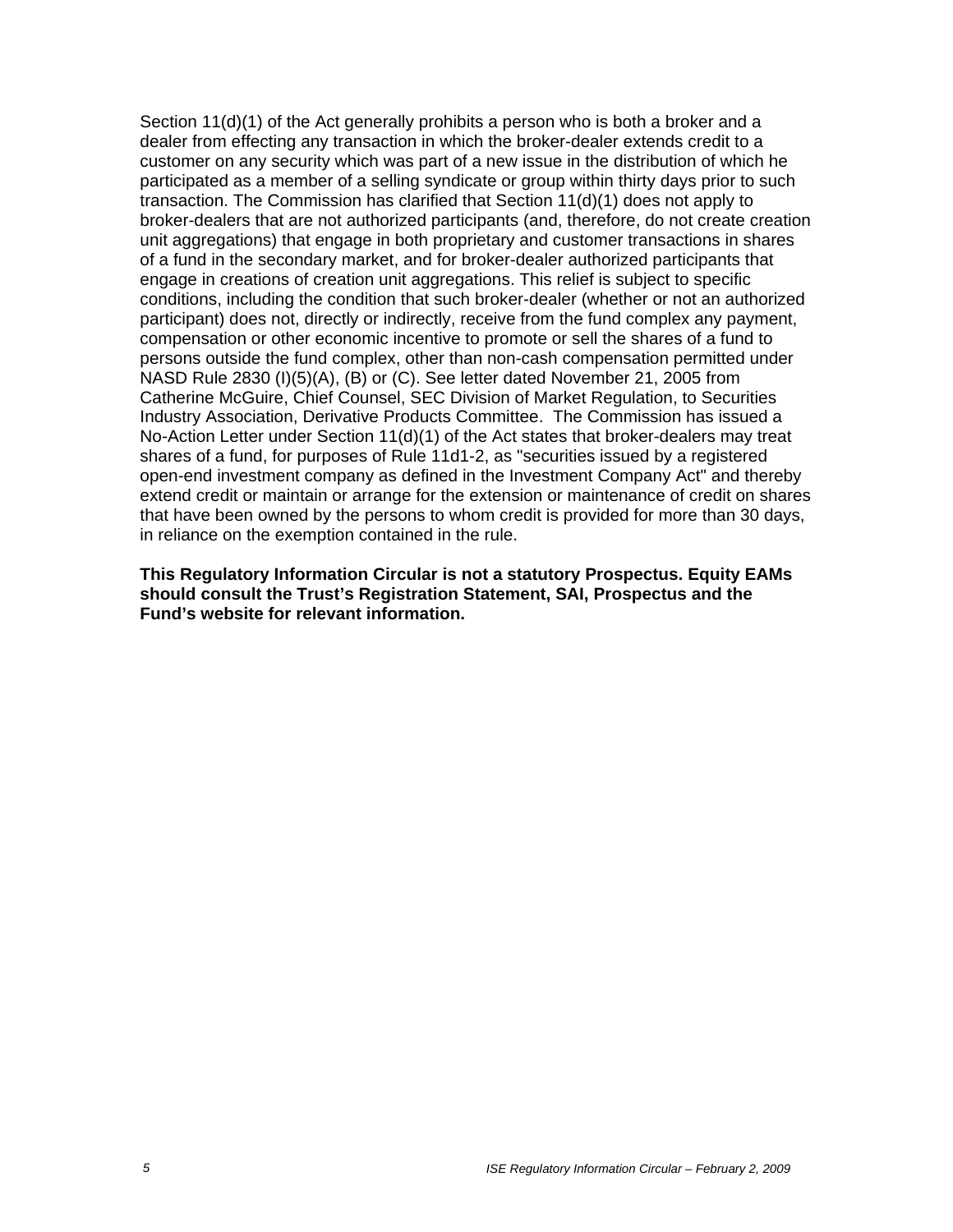Section 11(d)(1) of the Act generally prohibits a person who is both a broker and a dealer from effecting any transaction in which the broker-dealer extends credit to a customer on any security which was part of a new issue in the distribution of which he participated as a member of a selling syndicate or group within thirty days prior to such transaction. The Commission has clarified that Section 11(d)(1) does not apply to broker-dealers that are not authorized participants (and, therefore, do not create creation unit aggregations) that engage in both proprietary and customer transactions in shares of a fund in the secondary market, and for broker-dealer authorized participants that engage in creations of creation unit aggregations. This relief is subject to specific conditions, including the condition that such broker-dealer (whether or not an authorized participant) does not, directly or indirectly, receive from the fund complex any payment, compensation or other economic incentive to promote or sell the shares of a fund to persons outside the fund complex, other than non-cash compensation permitted under NASD Rule 2830 (I)(5)(A), (B) or (C). See letter dated November 21, 2005 from Catherine McGuire, Chief Counsel, SEC Division of Market Regulation, to Securities Industry Association, Derivative Products Committee. The Commission has issued a No-Action Letter under Section 11(d)(1) of the Act states that broker-dealers may treat shares of a fund, for purposes of Rule 11d1-2, as "securities issued by a registered open-end investment company as defined in the Investment Company Act" and thereby extend credit or maintain or arrange for the extension or maintenance of credit on shares that have been owned by the persons to whom credit is provided for more than 30 days, in reliance on the exemption contained in the rule.

**This Regulatory Information Circular is not a statutory Prospectus. Equity EAMs should consult the Trust's Registration Statement, SAI, Prospectus and the Fund's website for relevant information.**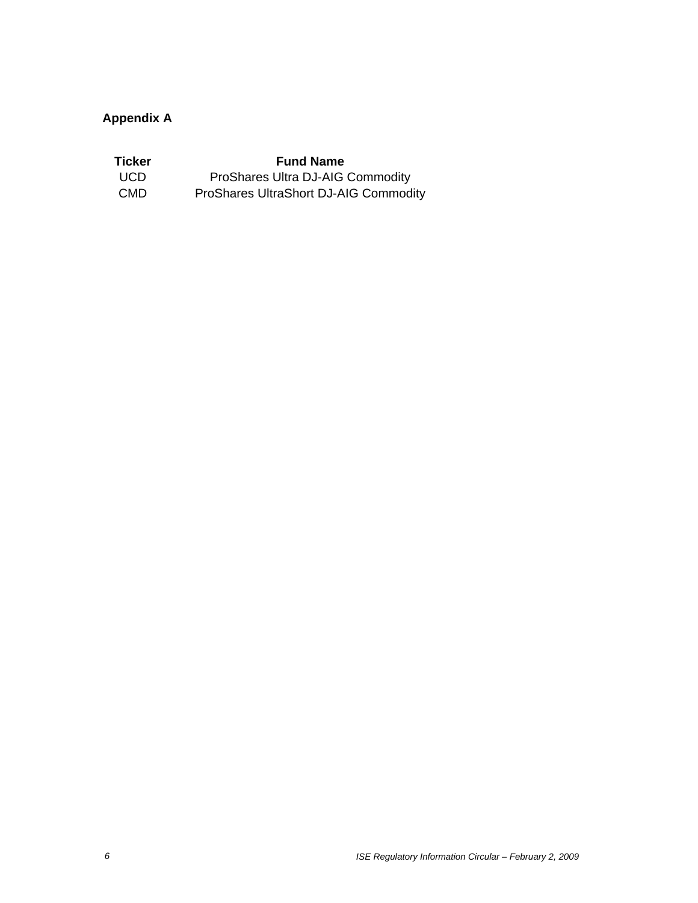**Appendix A**

| Ticker | Fund Name |
|---|---|
| UCD | ProShares Ultra DJ-AIG Commodity |
| CMD | ProShares UltraShort DJ-AIG Commodity |